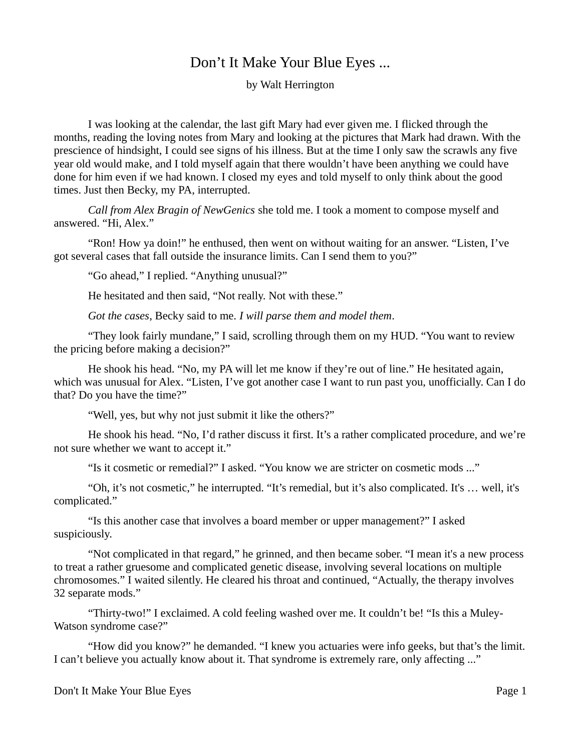# Don't It Make Your Blue Eyes ...

by Walt Herrington

I was looking at the calendar, the last gift Mary had ever given me. I flicked through the months, reading the loving notes from Mary and looking at the pictures that Mark had drawn. With the prescience of hindsight, I could see signs of his illness. But at the time I only saw the scrawls any five year old would make, and I told myself again that there wouldn't have been anything we could have done for him even if we had known. I closed my eyes and told myself to only think about the good times. Just then Becky, my PA, interrupted.

*Call from Alex Bragin of NewGenics* she told me. I took a moment to compose myself and answered. "Hi, Alex."

"Ron! How ya doin!" he enthused, then went on without waiting for an answer. "Listen, I've got several cases that fall outside the insurance limits. Can I send them to you?"

"Go ahead," I replied. "Anything unusual?"

He hesitated and then said, "Not really. Not with these."

*Got the cases*, Becky said to me. *I will parse them and model them*.

"They look fairly mundane," I said, scrolling through them on my HUD. "You want to review the pricing before making a decision?"

He shook his head. "No, my PA will let me know if they're out of line." He hesitated again, which was unusual for Alex. "Listen, I've got another case I want to run past you, unofficially. Can I do that? Do you have the time?"

"Well, yes, but why not just submit it like the others?"

He shook his head. "No, I'd rather discuss it first. It's a rather complicated procedure, and we're not sure whether we want to accept it."

"Is it cosmetic or remedial?" I asked. "You know we are stricter on cosmetic mods ..."

"Oh, it's not cosmetic," he interrupted. "It's remedial, but it's also complicated. It's … well, it's complicated."

"Is this another case that involves a board member or upper management?" I asked suspiciously.

"Not complicated in that regard," he grinned, and then became sober. "I mean it's a new process to treat a rather gruesome and complicated genetic disease, involving several locations on multiple chromosomes." I waited silently. He cleared his throat and continued, "Actually, the therapy involves 32 separate mods."

"Thirty-two!" I exclaimed. A cold feeling washed over me. It couldn't be! "Is this a Muley-Watson syndrome case?"

"How did you know?" he demanded. "I knew you actuaries were info geeks, but that's the limit. I can't believe you actually know about it. That syndrome is extremely rare, only affecting ..."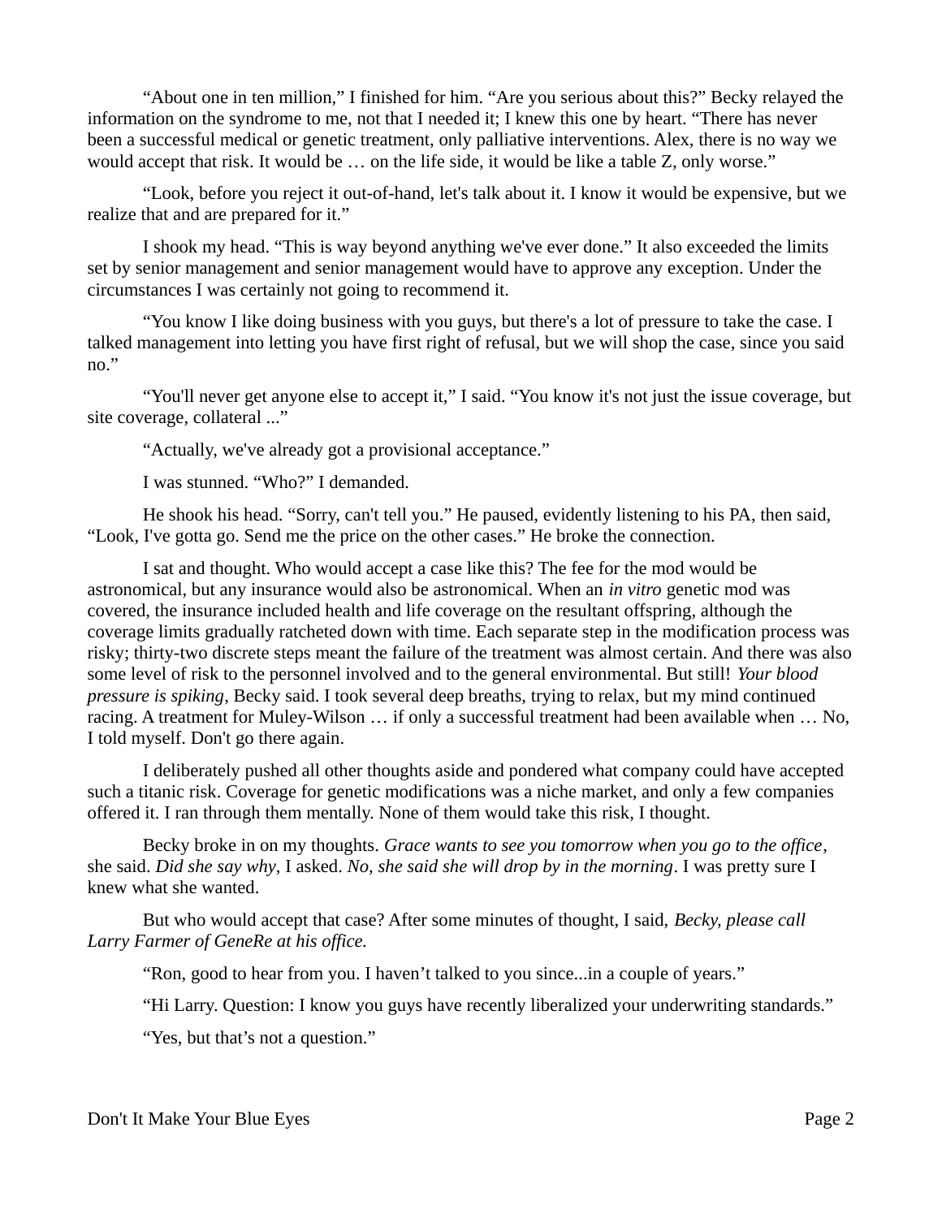"About one in ten million," I finished for him. "Are you serious about this?" Becky relayed the information on the syndrome to me, not that I needed it; I knew this one by heart. "There has never been a successful medical or genetic treatment, only palliative interventions. Alex, there is no way we would accept that risk. It would be … on the life side, it would be like a table Z, only worse."

"Look, before you reject it out-of-hand, let's talk about it. I know it would be expensive, but we realize that and are prepared for it."

I shook my head. "This is way beyond anything we've ever done." It also exceeded the limits set by senior management and senior management would have to approve any exception. Under the circumstances I was certainly not going to recommend it.

"You know I like doing business with you guys, but there's a lot of pressure to take the case. I talked management into letting you have first right of refusal, but we will shop the case, since you said no."

"You'll never get anyone else to accept it," I said. "You know it's not just the issue coverage, but site coverage, collateral ..."

"Actually, we've already got a provisional acceptance."

I was stunned. "Who?" I demanded.

He shook his head. "Sorry, can't tell you." He paused, evidently listening to his PA, then said, "Look, I've gotta go. Send me the price on the other cases." He broke the connection.

I sat and thought. Who would accept a case like this? The fee for the mod would be astronomical, but any insurance would also be astronomical. When an *in vitro* genetic mod was covered, the insurance included health and life coverage on the resultant offspring, although the coverage limits gradually ratcheted down with time. Each separate step in the modification process was risky; thirty-two discrete steps meant the failure of the treatment was almost certain. And there was also some level of risk to the personnel involved and to the general environmental. But still! *Your blood pressure is spiking*, Becky said. I took several deep breaths, trying to relax, but my mind continued racing. A treatment for Muley-Wilson … if only a successful treatment had been available when … No, I told myself. Don't go there again.

I deliberately pushed all other thoughts aside and pondered what company could have accepted such a titanic risk. Coverage for genetic modifications was a niche market, and only a few companies offered it. I ran through them mentally. None of them would take this risk, I thought.

Becky broke in on my thoughts. *Grace wants to see you tomorrow when you go to the office*, she said. *Did she say why*, I asked. *No, she said she will drop by in the morning*. I was pretty sure I knew what she wanted.

But who would accept that case? After some minutes of thought, I said, *Becky, please call Larry Farmer of GeneRe at his office.*

"Ron, good to hear from you. I haven't talked to you since...in a couple of years."

"Hi Larry. Question: I know you guys have recently liberalized your underwriting standards."

"Yes, but that's not a question."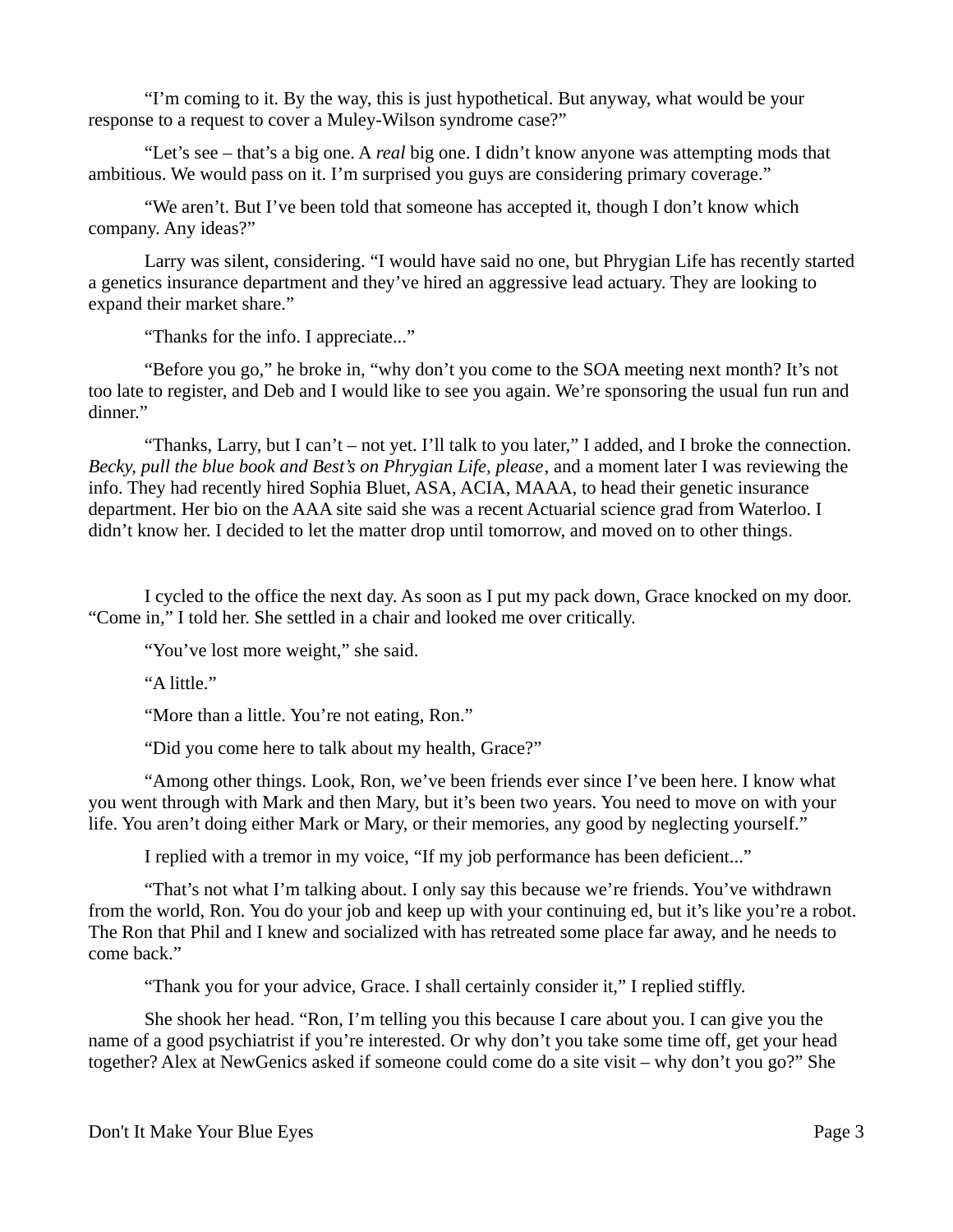"I'm coming to it. By the way, this is just hypothetical. But anyway, what would be your response to a request to cover a Muley-Wilson syndrome case?"

"Let's see – that's a big one. A *real* big one. I didn't know anyone was attempting mods that ambitious. We would pass on it. I'm surprised you guys are considering primary coverage."

"We aren't. But I've been told that someone has accepted it, though I don't know which company. Any ideas?"

Larry was silent, considering. "I would have said no one, but Phrygian Life has recently started a genetics insurance department and they've hired an aggressive lead actuary. They are looking to expand their market share."

"Thanks for the info. I appreciate..."

"Before you go," he broke in, "why don't you come to the SOA meeting next month? It's not too late to register, and Deb and I would like to see you again. We're sponsoring the usual fun run and dinner."

"Thanks, Larry, but I can't – not yet. I'll talk to you later," I added, and I broke the connection. *Becky, pull the blue book and Best's on Phrygian Life, please*, and a moment later I was reviewing the info. They had recently hired Sophia Bluet, ASA, ACIA, MAAA, to head their genetic insurance department. Her bio on the AAA site said she was a recent Actuarial science grad from Waterloo. I didn't know her. I decided to let the matter drop until tomorrow, and moved on to other things.

I cycled to the office the next day. As soon as I put my pack down, Grace knocked on my door. "Come in," I told her. She settled in a chair and looked me over critically.

"You've lost more weight," she said.

"A little."

"More than a little. You're not eating, Ron."

"Did you come here to talk about my health, Grace?"

"Among other things. Look, Ron, we've been friends ever since I've been here. I know what you went through with Mark and then Mary, but it's been two years. You need to move on with your life. You aren't doing either Mark or Mary, or their memories, any good by neglecting yourself."

I replied with a tremor in my voice, "If my job performance has been deficient..."

"That's not what I'm talking about. I only say this because we're friends. You've withdrawn from the world, Ron. You do your job and keep up with your continuing ed, but it's like you're a robot. The Ron that Phil and I knew and socialized with has retreated some place far away, and he needs to come back."

"Thank you for your advice, Grace. I shall certainly consider it," I replied stiffly.

She shook her head. "Ron, I'm telling you this because I care about you. I can give you the name of a good psychiatrist if you're interested. Or why don't you take some time off, get your head together? Alex at NewGenics asked if someone could come do a site visit – why don't you go?" She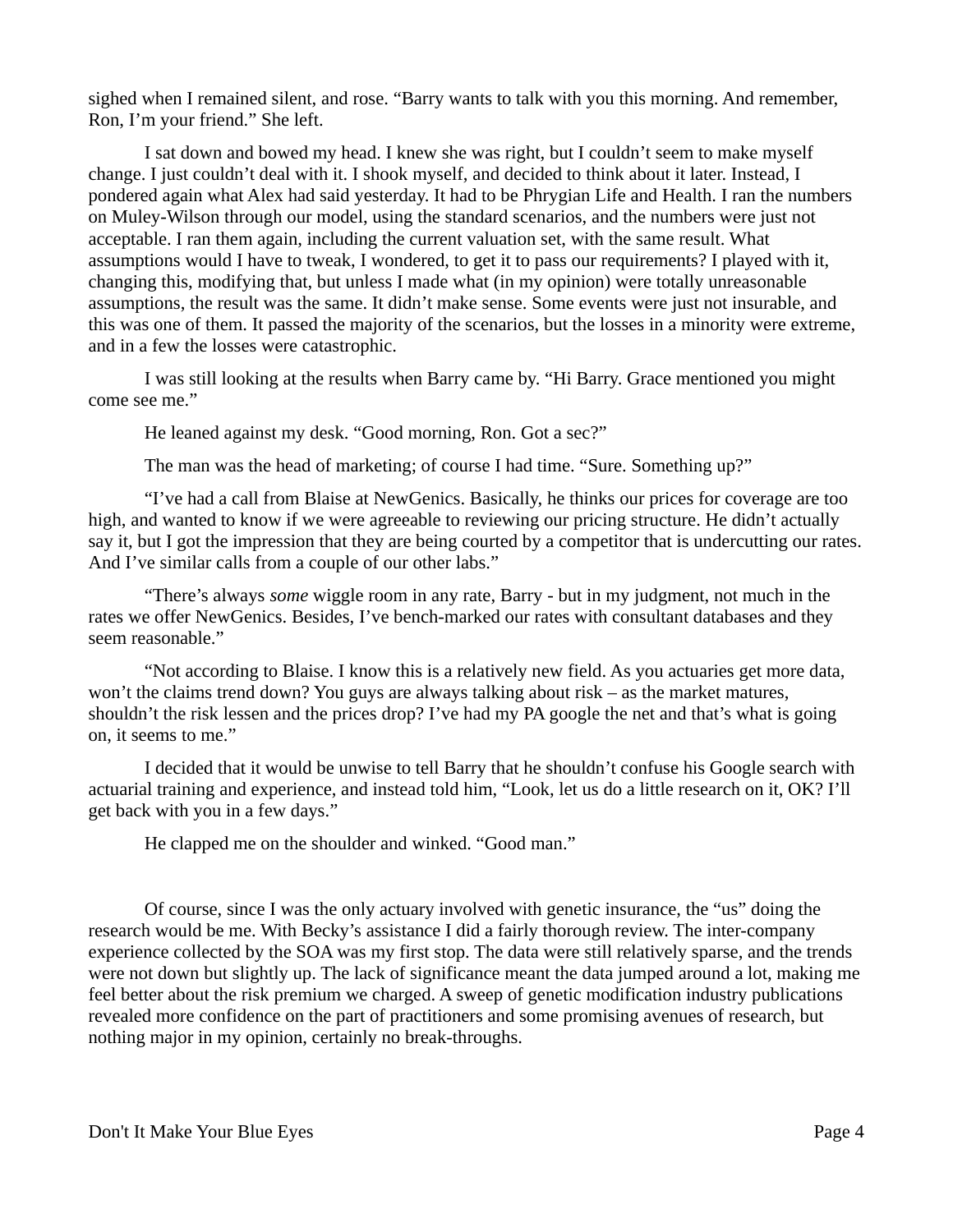sighed when I remained silent, and rose. “Barry wants to talk with you this morning. And remember, Ron, I’m your friend.” She left.

I sat down and bowed my head. I knew she was right, but I couldn’t seem to make myself change. I just couldn’t deal with it. I shook myself, and decided to think about it later. Instead, I pondered again what Alex had said yesterday. It had to be Phrygian Life and Health. I ran the numbers on Muley-Wilson through our model, using the standard scenarios, and the numbers were just not acceptable. I ran them again, including the current valuation set, with the same result. What assumptions would I have to tweak, I wondered, to get it to pass our requirements? I played with it, changing this, modifying that, but unless I made what (in my opinion) were totally unreasonable assumptions, the result was the same. It didn’t make sense. Some events were just not insurable, and this was one of them. It passed the majority of the scenarios, but the losses in a minority were extreme, and in a few the losses were catastrophic.

I was still looking at the results when Barry came by. “Hi Barry. Grace mentioned you might come see me.”

He leaned against my desk. “Good morning, Ron. Got a sec?”

The man was the head of marketing; of course I had time. “Sure. Something up?”

“I’ve had a call from Blaise at NewGenics. Basically, he thinks our prices for coverage are too high, and wanted to know if we were agreeable to reviewing our pricing structure. He didn’t actually say it, but I got the impression that they are being courted by a competitor that is undercutting our rates. And I’ve similar calls from a couple of our other labs.”

“There’s always *some* wiggle room in any rate, Barry - but in my judgment, not much in the rates we offer NewGenics. Besides, I’ve bench-marked our rates with consultant databases and they seem reasonable.”

“Not according to Blaise. I know this is a relatively new field. As you actuaries get more data, won’t the claims trend down? You guys are always talking about risk – as the market matures, shouldn’t the risk lessen and the prices drop? I’ve had my PA google the net and that’s what is going on, it seems to me.”

I decided that it would be unwise to tell Barry that he shouldn’t confuse his Google search with actuarial training and experience, and instead told him, “Look, let us do a little research on it, OK? I’ll get back with you in a few days.”

He clapped me on the shoulder and winked. “Good man.”

Of course, since I was the only actuary involved with genetic insurance, the “us” doing the research would be me. With Becky’s assistance I did a fairly thorough review. The inter-company experience collected by the SOA was my first stop. The data were still relatively sparse, and the trends were not down but slightly up. The lack of significance meant the data jumped around a lot, making me feel better about the risk premium we charged. A sweep of genetic modification industry publications revealed more confidence on the part of practitioners and some promising avenues of research, but nothing major in my opinion, certainly no break-throughs.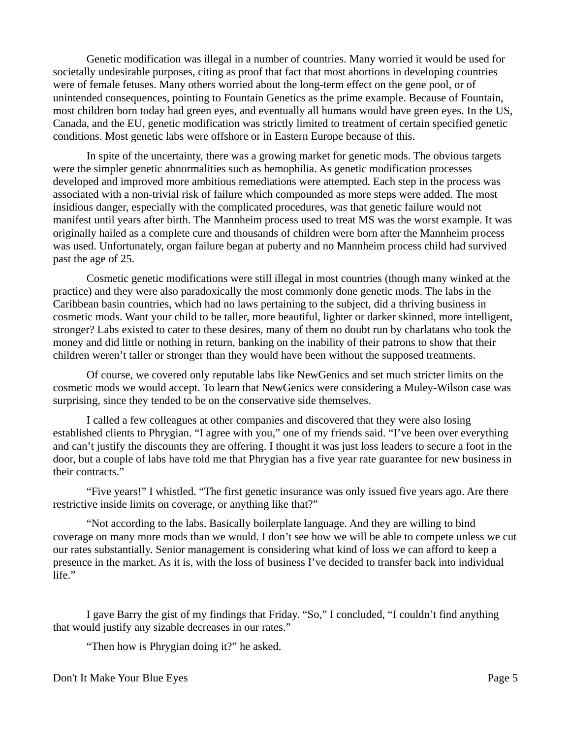Genetic modification was illegal in a number of countries. Many worried it would be used for societally undesirable purposes, citing as proof that fact that most abortions in developing countries were of female fetuses. Many others worried about the long-term effect on the gene pool, or of unintended consequences, pointing to Fountain Genetics as the prime example. Because of Fountain, most children born today had green eyes, and eventually all humans would have green eyes. In the US, Canada, and the EU, genetic modification was strictly limited to treatment of certain specified genetic conditions. Most genetic labs were offshore or in Eastern Europe because of this.

In spite of the uncertainty, there was a growing market for genetic mods. The obvious targets were the simpler genetic abnormalities such as hemophilia. As genetic modification processes developed and improved more ambitious remediations were attempted. Each step in the process was associated with a non-trivial risk of failure which compounded as more steps were added. The most insidious danger, especially with the complicated procedures, was that genetic failure would not manifest until years after birth. The Mannheim process used to treat MS was the worst example. It was originally hailed as a complete cure and thousands of children were born after the Mannheim process was used. Unfortunately, organ failure began at puberty and no Mannheim process child had survived past the age of 25.

Cosmetic genetic modifications were still illegal in most countries (though many winked at the practice) and they were also paradoxically the most commonly done genetic mods. The labs in the Caribbean basin countries, which had no laws pertaining to the subject, did a thriving business in cosmetic mods. Want your child to be taller, more beautiful, lighter or darker skinned, more intelligent, stronger? Labs existed to cater to these desires, many of them no doubt run by charlatans who took the money and did little or nothing in return, banking on the inability of their patrons to show that their children weren't taller or stronger than they would have been without the supposed treatments.

Of course, we covered only reputable labs like NewGenics and set much stricter limits on the cosmetic mods we would accept. To learn that NewGenics were considering a Muley-Wilson case was surprising, since they tended to be on the conservative side themselves.

I called a few colleagues at other companies and discovered that they were also losing established clients to Phrygian. "I agree with you," one of my friends said. "I've been over everything and can't justify the discounts they are offering. I thought it was just loss leaders to secure a foot in the door, but a couple of labs have told me that Phrygian has a five year rate guarantee for new business in their contracts."

"Five years!" I whistled. "The first genetic insurance was only issued five years ago. Are there restrictive inside limits on coverage, or anything like that?"

"Not according to the labs. Basically boilerplate language. And they are willing to bind coverage on many more mods than we would. I don't see how we will be able to compete unless we cut our rates substantially. Senior management is considering what kind of loss we can afford to keep a presence in the market. As it is, with the loss of business I've decided to transfer back into individual life."

I gave Barry the gist of my findings that Friday. "So," I concluded, "I couldn't find anything that would justify any sizable decreases in our rates."

"Then how is Phrygian doing it?" he asked.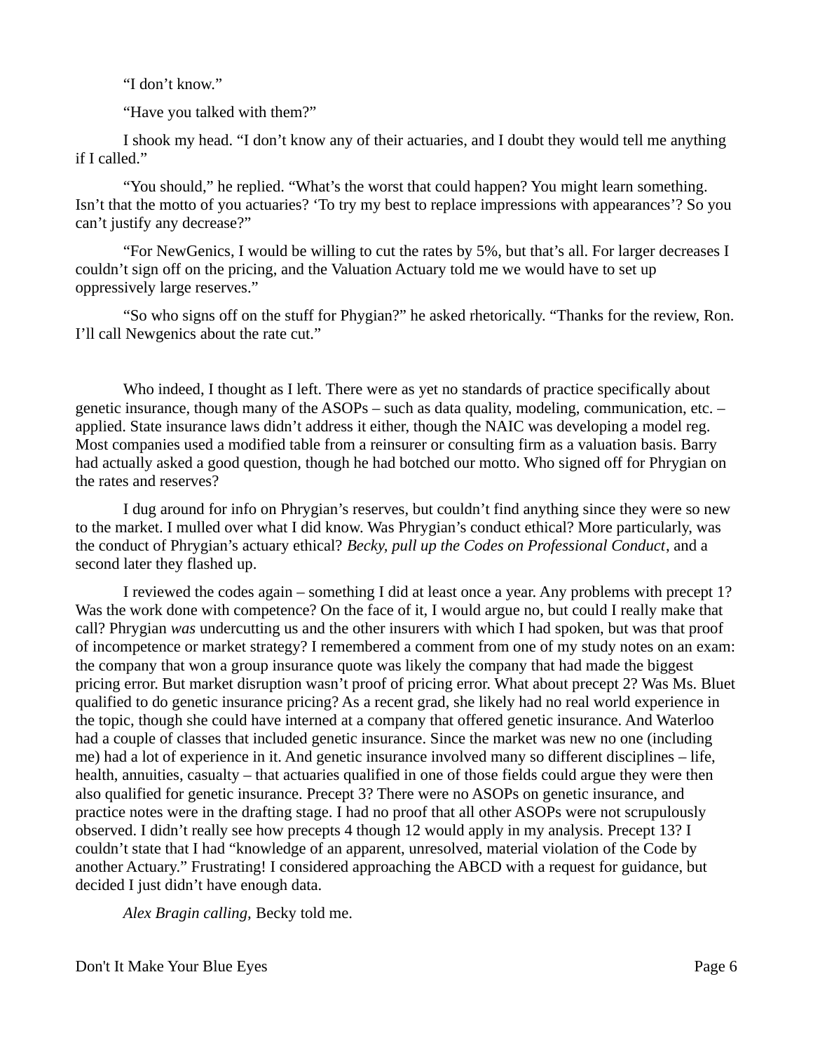"I don't know."

"Have you talked with them?"

I shook my head. "I don't know any of their actuaries, and I doubt they would tell me anything if I called."

"You should," he replied. "What's the worst that could happen? You might learn something. Isn't that the motto of you actuaries? 'To try my best to replace impressions with appearances'? So you can't justify any decrease?"

"For NewGenics, I would be willing to cut the rates by 5%, but that's all. For larger decreases I couldn't sign off on the pricing, and the Valuation Actuary told me we would have to set up oppressively large reserves."

"So who signs off on the stuff for Phygian?" he asked rhetorically. "Thanks for the review, Ron. I'll call Newgenics about the rate cut."

Who indeed, I thought as I left. There were as yet no standards of practice specifically about genetic insurance, though many of the ASOPs – such as data quality, modeling, communication, etc. – applied. State insurance laws didn't address it either, though the NAIC was developing a model reg. Most companies used a modified table from a reinsurer or consulting firm as a valuation basis. Barry had actually asked a good question, though he had botched our motto. Who signed off for Phrygian on the rates and reserves?

I dug around for info on Phrygian's reserves, but couldn't find anything since they were so new to the market. I mulled over what I did know. Was Phrygian's conduct ethical? More particularly, was the conduct of Phrygian's actuary ethical? *Becky, pull up the Codes on Professional Conduct*, and a second later they flashed up.

I reviewed the codes again – something I did at least once a year. Any problems with precept 1? Was the work done with competence? On the face of it, I would argue no, but could I really make that call? Phrygian *was* undercutting us and the other insurers with which I had spoken, but was that proof of incompetence or market strategy? I remembered a comment from one of my study notes on an exam: the company that won a group insurance quote was likely the company that had made the biggest pricing error. But market disruption wasn't proof of pricing error. What about precept 2? Was Ms. Bluet qualified to do genetic insurance pricing? As a recent grad, she likely had no real world experience in the topic, though she could have interned at a company that offered genetic insurance. And Waterloo had a couple of classes that included genetic insurance. Since the market was new no one (including me) had a lot of experience in it. And genetic insurance involved many so different disciplines – life, health, annuities, casualty – that actuaries qualified in one of those fields could argue they were then also qualified for genetic insurance. Precept 3? There were no ASOPs on genetic insurance, and practice notes were in the drafting stage. I had no proof that all other ASOPs were not scrupulously observed. I didn't really see how precepts 4 though 12 would apply in my analysis. Precept 13? I couldn't state that I had "knowledge of an apparent, unresolved, material violation of the Code by another Actuary." Frustrating! I considered approaching the ABCD with a request for guidance, but decided I just didn't have enough data.

*Alex Bragin calling,* Becky told me.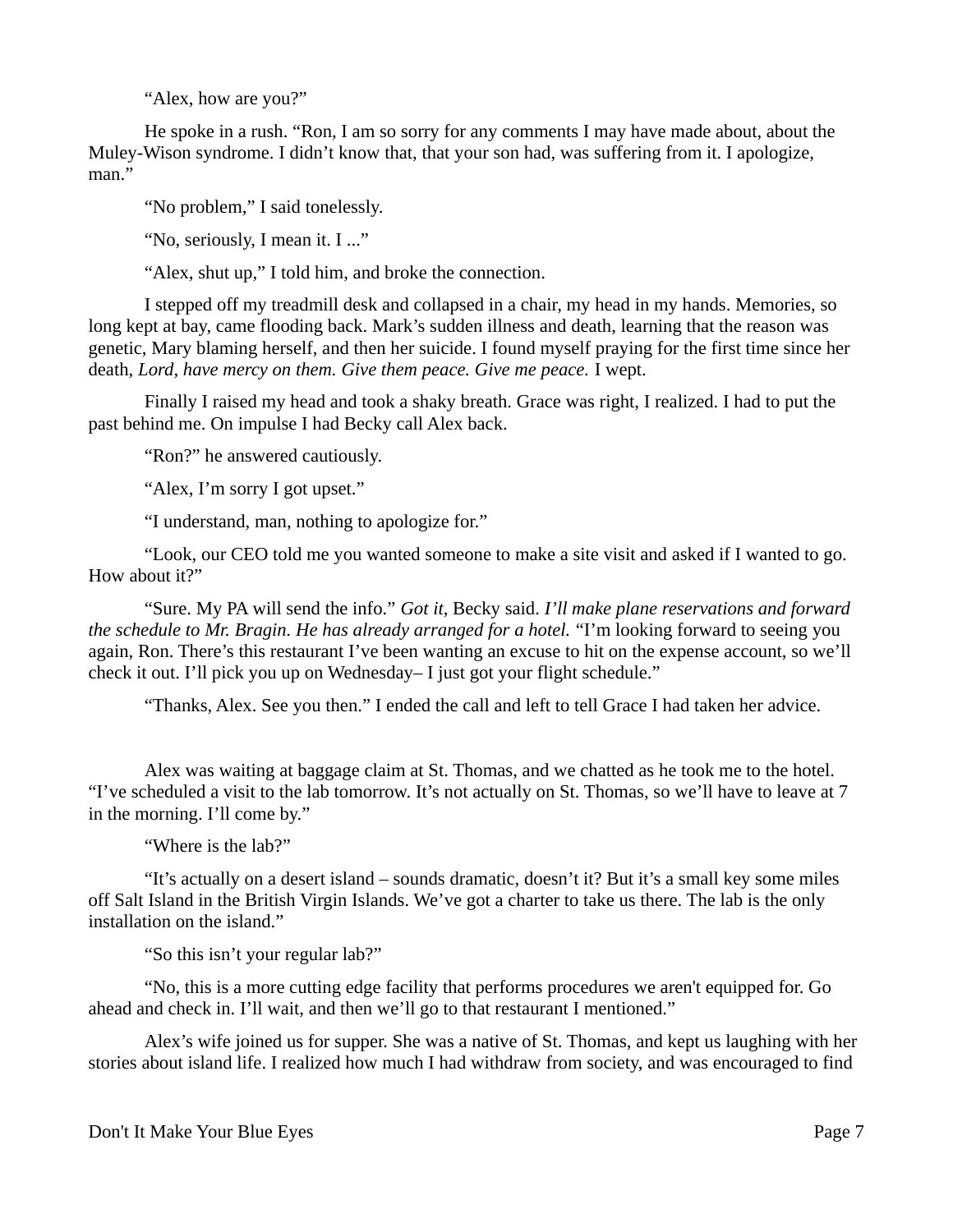"Alex, how are you?"

He spoke in a rush. "Ron, I am so sorry for any comments I may have made about, about the Muley-Wison syndrome. I didn't know that, that your son had, was suffering from it. I apologize, man."

"No problem," I said tonelessly.

"No, seriously, I mean it. I ..."

"Alex, shut up," I told him, and broke the connection.

I stepped off my treadmill desk and collapsed in a chair, my head in my hands. Memories, so long kept at bay, came flooding back. Mark's sudden illness and death, learning that the reason was genetic, Mary blaming herself, and then her suicide. I found myself praying for the first time since her death, *Lord, have mercy on them. Give them peace. Give me peace.* I wept.

Finally I raised my head and took a shaky breath. Grace was right, I realized. I had to put the past behind me. On impulse I had Becky call Alex back.

"Ron?" he answered cautiously.

"Alex, I'm sorry I got upset."

"I understand, man, nothing to apologize for."

"Look, our CEO told me you wanted someone to make a site visit and asked if I wanted to go. How about it?"

"Sure. My PA will send the info." *Got it*, Becky said. *I'll make plane reservations and forward the schedule to Mr. Bragin. He has already arranged for a hotel.* "I'm looking forward to seeing you again, Ron. There's this restaurant I've been wanting an excuse to hit on the expense account, so we'll check it out. I'll pick you up on Wednesday– I just got your flight schedule."

"Thanks, Alex. See you then." I ended the call and left to tell Grace I had taken her advice.

Alex was waiting at baggage claim at St. Thomas, and we chatted as he took me to the hotel. "I've scheduled a visit to the lab tomorrow. It's not actually on St. Thomas, so we'll have to leave at 7 in the morning. I'll come by."

"Where is the lab?"

"It's actually on a desert island – sounds dramatic, doesn't it? But it's a small key some miles off Salt Island in the British Virgin Islands. We've got a charter to take us there. The lab is the only installation on the island."

"So this isn't your regular lab?"

"No, this is a more cutting edge facility that performs procedures we aren't equipped for. Go ahead and check in. I'll wait, and then we'll go to that restaurant I mentioned."

Alex's wife joined us for supper. She was a native of St. Thomas, and kept us laughing with her stories about island life. I realized how much I had withdraw from society, and was encouraged to find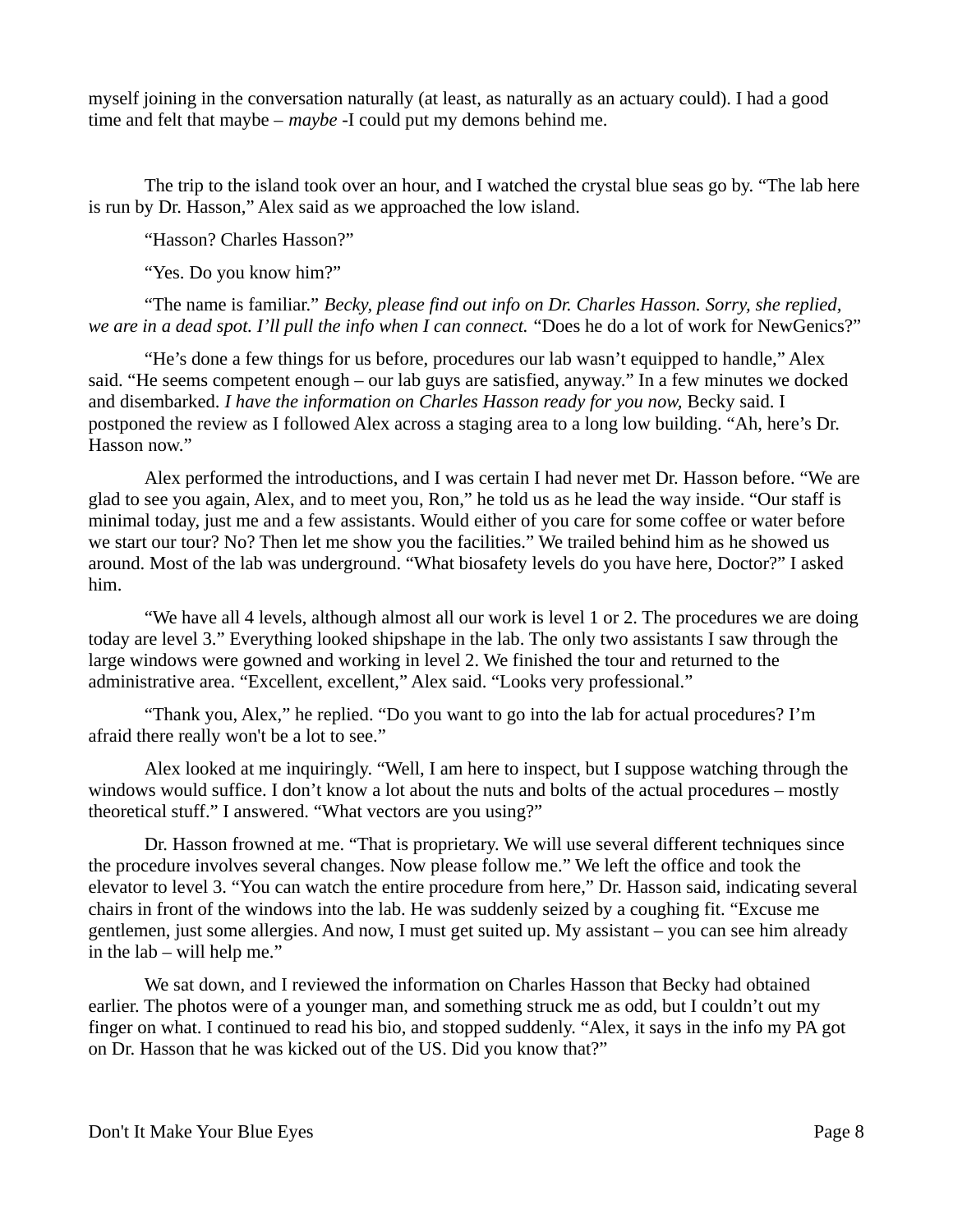myself joining in the conversation naturally (at least, as naturally as an actuary could). I had a good time and felt that maybe – *maybe* -I could put my demons behind me.

The trip to the island took over an hour, and I watched the crystal blue seas go by. “The lab here is run by Dr. Hasson,” Alex said as we approached the low island.

“Hasson? Charles Hasson?”

“Yes. Do you know him?”

“The name is familiar.” *Becky, please find out info on Dr. Charles Hasson. Sorry, she replied, we are in a dead spot. I’ll pull the info when I can connect.* “Does he do a lot of work for NewGenics?”

“He’s done a few things for us before, procedures our lab wasn’t equipped to handle,” Alex said. “He seems competent enough – our lab guys are satisfied, anyway.” In a few minutes we docked and disembarked. *I have the information on Charles Hasson ready for you now,* Becky said. I postponed the review as I followed Alex across a staging area to a long low building. “Ah, here’s Dr. Hasson now.”

Alex performed the introductions, and I was certain I had never met Dr. Hasson before. “We are glad to see you again, Alex, and to meet you, Ron,” he told us as he lead the way inside. “Our staff is minimal today, just me and a few assistants. Would either of you care for some coffee or water before we start our tour? No? Then let me show you the facilities.” We trailed behind him as he showed us around. Most of the lab was underground. “What biosafety levels do you have here, Doctor?” I asked him.

“We have all 4 levels, although almost all our work is level 1 or 2. The procedures we are doing today are level 3.” Everything looked shipshape in the lab. The only two assistants I saw through the large windows were gowned and working in level 2. We finished the tour and returned to the administrative area. “Excellent, excellent,” Alex said. “Looks very professional.”

“Thank you, Alex,” he replied. “Do you want to go into the lab for actual procedures? I’m afraid there really won't be a lot to see.”

Alex looked at me inquiringly. “Well, I am here to inspect, but I suppose watching through the windows would suffice. I don’t know a lot about the nuts and bolts of the actual procedures – mostly theoretical stuff.” I answered. “What vectors are you using?”

Dr. Hasson frowned at me. “That is proprietary. We will use several different techniques since the procedure involves several changes. Now please follow me.” We left the office and took the elevator to level 3. “You can watch the entire procedure from here,” Dr. Hasson said, indicating several chairs in front of the windows into the lab. He was suddenly seized by a coughing fit. “Excuse me gentlemen, just some allergies. And now, I must get suited up. My assistant – you can see him already in the lab – will help me.”

We sat down, and I reviewed the information on Charles Hasson that Becky had obtained earlier. The photos were of a younger man, and something struck me as odd, but I couldn’t out my finger on what. I continued to read his bio, and stopped suddenly. “Alex, it says in the info my PA got on Dr. Hasson that he was kicked out of the US. Did you know that?”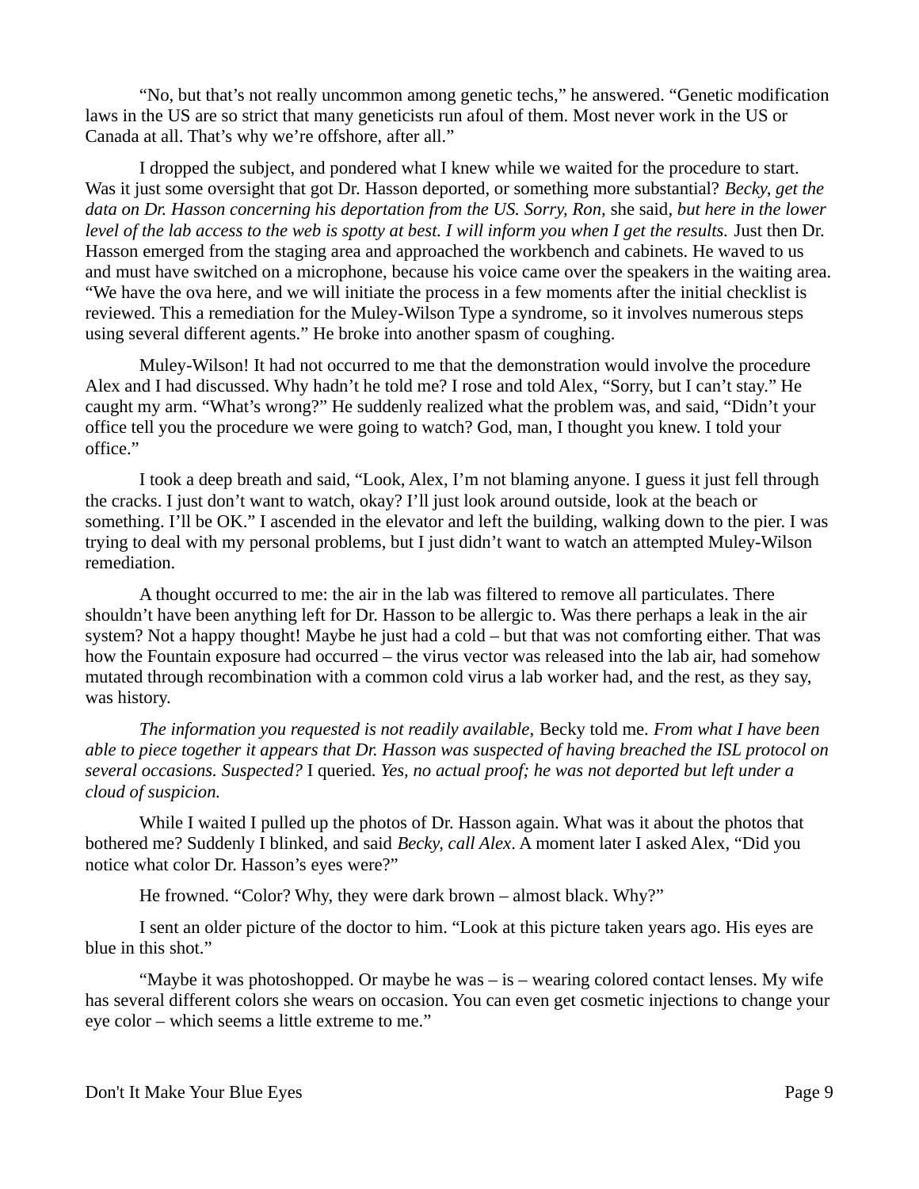“No, but that’s not really uncommon among genetic techs,” he answered. “Genetic modification laws in the US are so strict that many geneticists run afoul of them. Most never work in the US or Canada at all. That’s why we’re offshore, after all.”

I dropped the subject, and pondered what I knew while we waited for the procedure to start. Was it just some oversight that got Dr. Hasson deported, or something more substantial? *Becky, get the data on Dr. Hasson concerning his deportation from the US. Sorry, Ron,* she said, *but here in the lower level of the lab access to the web is spotty at best. I will inform you when I get the results.* Just then Dr. Hasson emerged from the staging area and approached the workbench and cabinets. He waved to us and must have switched on a microphone, because his voice came over the speakers in the waiting area. “We have the ova here, and we will initiate the process in a few moments after the initial checklist is reviewed. This a remediation for the Muley-Wilson Type a syndrome, so it involves numerous steps using several different agents.” He broke into another spasm of coughing.

Muley-Wilson! It had not occurred to me that the demonstration would involve the procedure Alex and I had discussed. Why hadn’t he told me? I rose and told Alex, “Sorry, but I can’t stay.” He caught my arm. “What’s wrong?” He suddenly realized what the problem was, and said, “Didn’t your office tell you the procedure we were going to watch? God, man, I thought you knew. I told your office.”

I took a deep breath and said, “Look, Alex, I’m not blaming anyone. I guess it just fell through the cracks. I just don’t want to watch, okay? I’ll just look around outside, look at the beach or something. I’ll be OK.” I ascended in the elevator and left the building, walking down to the pier. I was trying to deal with my personal problems, but I just didn’t want to watch an attempted Muley-Wilson remediation.

A thought occurred to me: the air in the lab was filtered to remove all particulates. There shouldn’t have been anything left for Dr. Hasson to be allergic to. Was there perhaps a leak in the air system? Not a happy thought! Maybe he just had a cold – but that was not comforting either. That was how the Fountain exposure had occurred – the virus vector was released into the lab air, had somehow mutated through recombination with a common cold virus a lab worker had, and the rest, as they say, was history.

*The information you requested is not readily available,* Becky told me. *From what I have been able to piece together it appears that Dr. Hasson was suspected of having breached the ISL protocol on several occasions. Suspected?* I queried. *Yes, no actual proof; he was not deported but left under a cloud of suspicion.*

While I waited I pulled up the photos of Dr. Hasson again. What was it about the photos that bothered me? Suddenly I blinked, and said *Becky, call Alex*. A moment later I asked Alex, “Did you notice what color Dr. Hasson’s eyes were?”

He frowned. “Color? Why, they were dark brown – almost black. Why?”

I sent an older picture of the doctor to him. “Look at this picture taken years ago. His eyes are blue in this shot.”

“Maybe it was photoshopped. Or maybe he was – is – wearing colored contact lenses. My wife has several different colors she wears on occasion. You can even get cosmetic injections to change your eye color – which seems a little extreme to me.”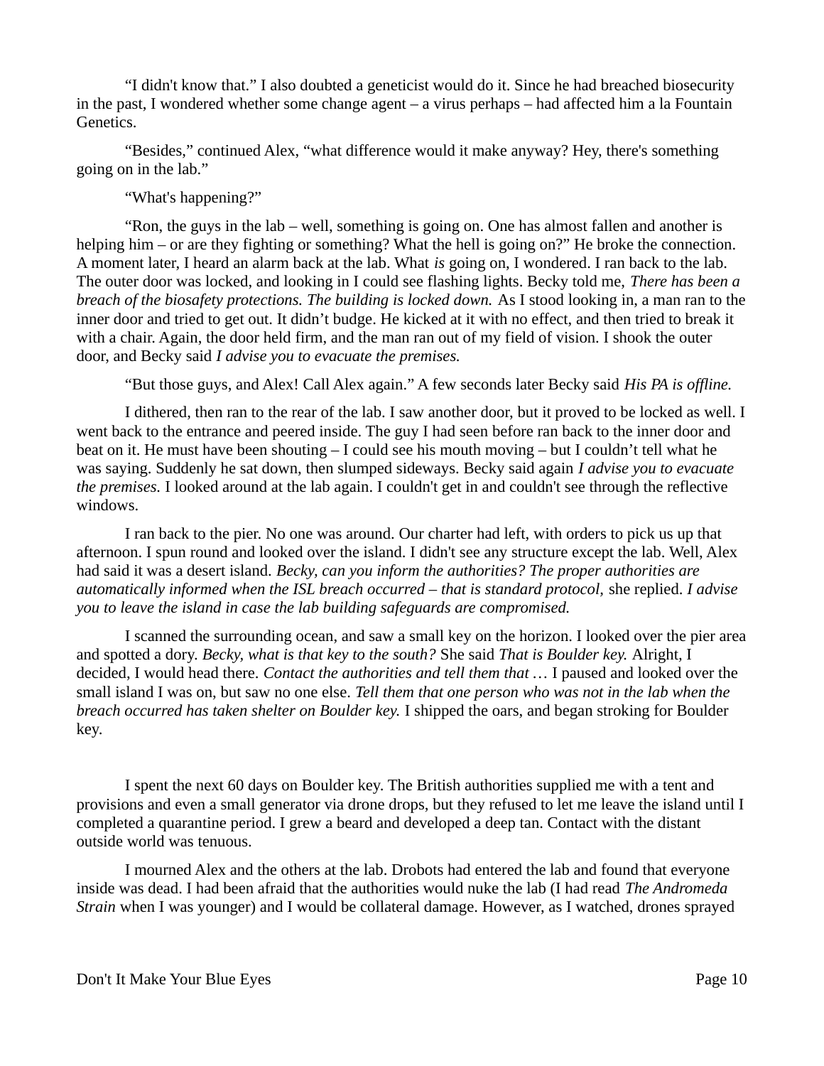"I didn't know that." I also doubted a geneticist would do it. Since he had breached biosecurity in the past, I wondered whether some change agent – a virus perhaps – had affected him a la Fountain Genetics.

"Besides," continued Alex, "what difference would it make anyway? Hey, there's something going on in the lab."

"What's happening?"

"Ron, the guys in the lab – well, something is going on. One has almost fallen and another is helping him – or are they fighting or something? What the hell is going on?" He broke the connection. A moment later, I heard an alarm back at the lab. What *is* going on, I wondered. I ran back to the lab. The outer door was locked, and looking in I could see flashing lights. Becky told me, *There has been a breach of the biosafety protections. The building is locked down.* As I stood looking in, a man ran to the inner door and tried to get out. It didn't budge. He kicked at it with no effect, and then tried to break it with a chair. Again, the door held firm, and the man ran out of my field of vision. I shook the outer door, and Becky said *I advise you to evacuate the premises.*

"But those guys, and Alex! Call Alex again." A few seconds later Becky said *His PA is offline.*

I dithered, then ran to the rear of the lab. I saw another door, but it proved to be locked as well. I went back to the entrance and peered inside. The guy I had seen before ran back to the inner door and beat on it. He must have been shouting – I could see his mouth moving – but I couldn't tell what he was saying. Suddenly he sat down, then slumped sideways. Becky said again *I advise you to evacuate the premises.* I looked around at the lab again. I couldn't get in and couldn't see through the reflective windows.

I ran back to the pier. No one was around. Our charter had left, with orders to pick us up that afternoon. I spun round and looked over the island. I didn't see any structure except the lab. Well, Alex had said it was a desert island. *Becky, can you inform the authorities? The proper authorities are automatically informed when the ISL breach occurred – that is standard protocol,* she replied. *I advise you to leave the island in case the lab building safeguards are compromised.*

I scanned the surrounding ocean, and saw a small key on the horizon. I looked over the pier area and spotted a dory. *Becky, what is that key to the south?* She said *That is Boulder key.* Alright, I decided, I would head there. *Contact the authorities and tell them that …* I paused and looked over the small island I was on, but saw no one else. *Tell them that one person who was not in the lab when the breach occurred has taken shelter on Boulder key.* I shipped the oars, and began stroking for Boulder key.

I spent the next 60 days on Boulder key. The British authorities supplied me with a tent and provisions and even a small generator via drone drops, but they refused to let me leave the island until I completed a quarantine period. I grew a beard and developed a deep tan. Contact with the distant outside world was tenuous.

I mourned Alex and the others at the lab. Drobots had entered the lab and found that everyone inside was dead. I had been afraid that the authorities would nuke the lab (I had read *The Andromeda Strain* when I was younger) and I would be collateral damage. However, as I watched, drones sprayed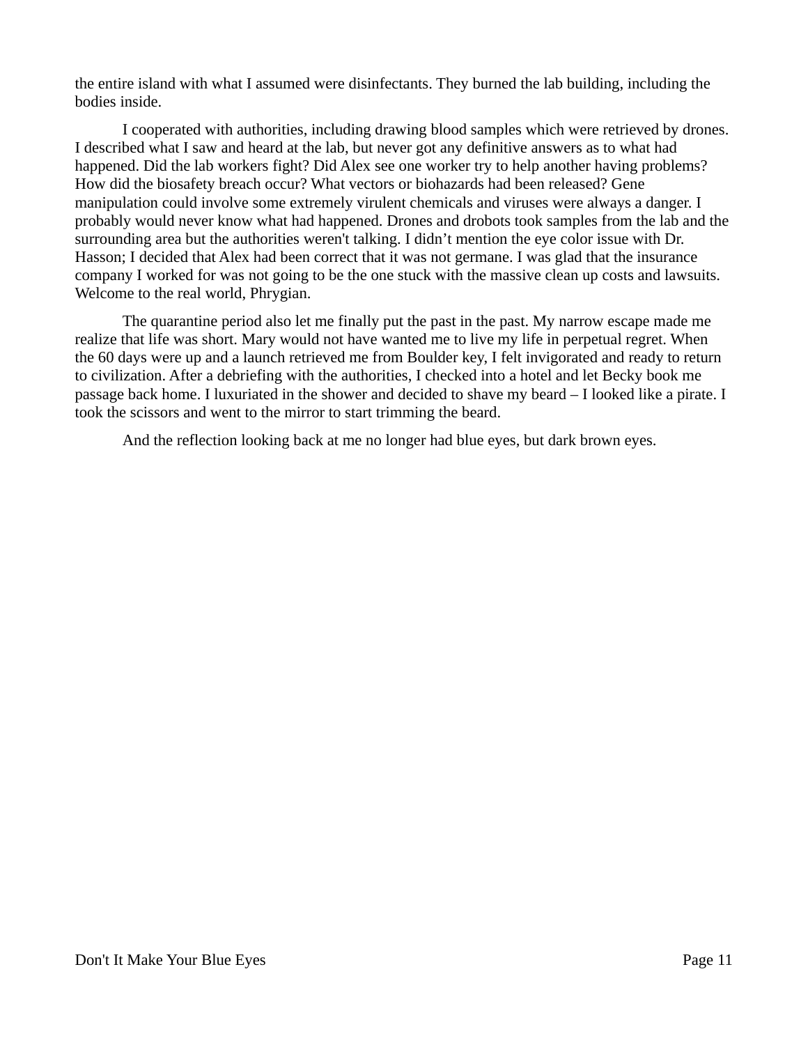the entire island with what I assumed were disinfectants. They burned the lab building, including the bodies inside.

I cooperated with authorities, including drawing blood samples which were retrieved by drones. I described what I saw and heard at the lab, but never got any definitive answers as to what had happened. Did the lab workers fight? Did Alex see one worker try to help another having problems? How did the biosafety breach occur? What vectors or biohazards had been released? Gene manipulation could involve some extremely virulent chemicals and viruses were always a danger. I probably would never know what had happened. Drones and drobots took samples from the lab and the surrounding area but the authorities weren't talking. I didn’t mention the eye color issue with Dr. Hasson; I decided that Alex had been correct that it was not germane. I was glad that the insurance company I worked for was not going to be the one stuck with the massive clean up costs and lawsuits. Welcome to the real world, Phrygian.

The quarantine period also let me finally put the past in the past. My narrow escape made me realize that life was short. Mary would not have wanted me to live my life in perpetual regret. When the 60 days were up and a launch retrieved me from Boulder key, I felt invigorated and ready to return to civilization. After a debriefing with the authorities, I checked into a hotel and let Becky book me passage back home. I luxuriated in the shower and decided to shave my beard – I looked like a pirate. I took the scissors and went to the mirror to start trimming the beard.

And the reflection looking back at me no longer had blue eyes, but dark brown eyes.